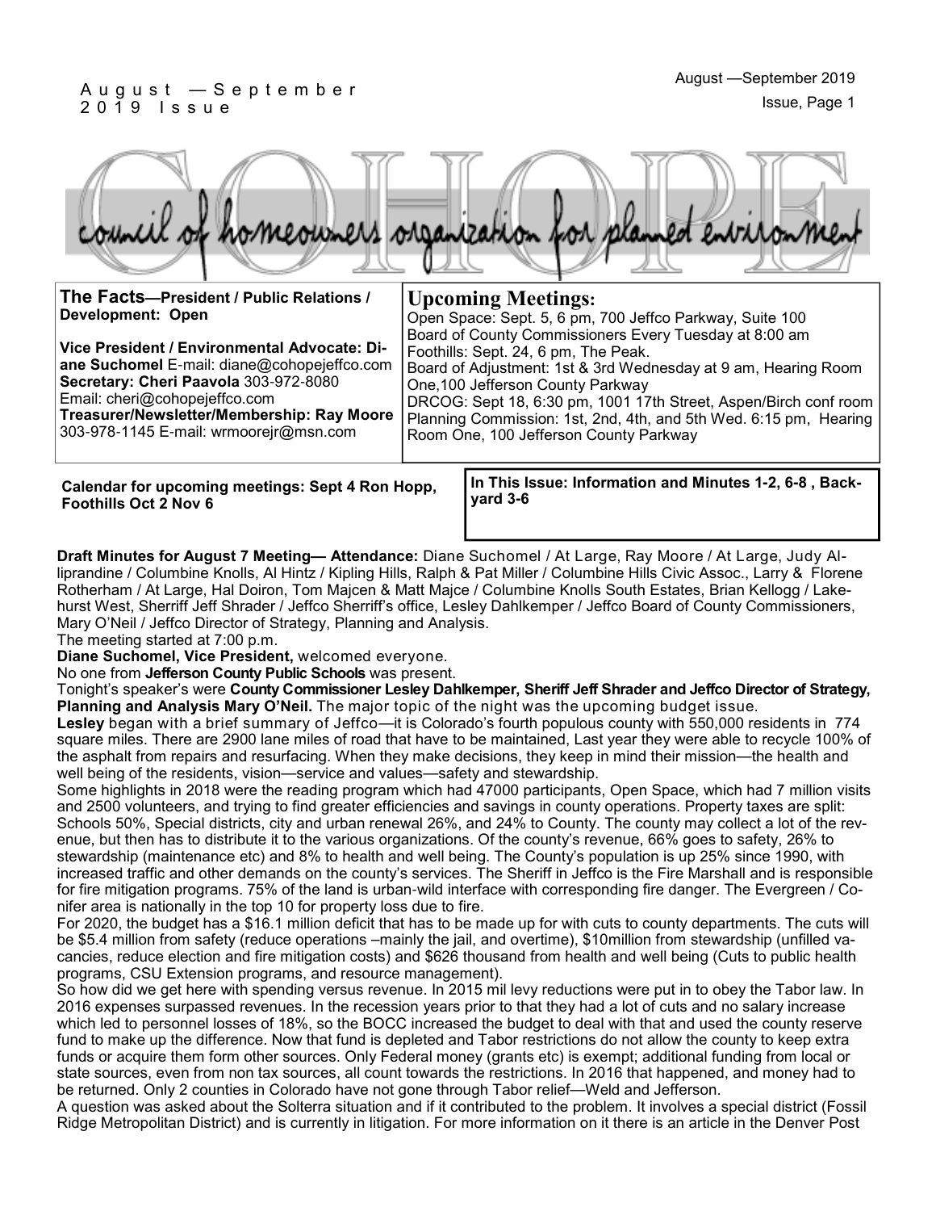August —September 2019 Issue

# COHOPE

council of homeowners organization for planned environment

**The Facts—President / Public Relations / Development: Open**

**Vice President / Environmental Advocate: Diane Suchomel** E-mail: diane@cohopejeffco.com
**Secretary: Cheri Paavola** 303-972-8080
Email: cheri@cohopejeffco.com
**Treasurer/Newsletter/Membership: Ray Moore** 303-978-1145 E-mail: wrmoorejr@msn.com

## Upcoming Meetings:

Open Space: Sept. 5, 6 pm, 700 Jeffco Parkway, Suite 100
Board of County Commissioners Every Tuesday at 8:00 am
Foothills: Sept. 24, 6 pm, The Peak.
Board of Adjustment: 1st & 3rd Wednesday at 9 am, Hearing Room One,100 Jefferson County Parkway
DRCOG: Sept 18, 6:30 pm, 1001 17th Street, Aspen/Birch conf room
Planning Commission: 1st, 2nd, 4th, and 5th Wed. 6:15 pm, Hearing Room One, 100 Jefferson County Parkway

**Calendar for upcoming meetings: Sept 4 Ron Hopp, Foothills Oct 2 Nov 6**

**In This Issue: Information and Minutes 1-2, 6-8 , Backyard 3-6**

**Draft Minutes for August 7 Meeting— Attendance:** Diane Suchomel / At Large, Ray Moore / At Large, Judy Alliprandine / Columbine Knolls, Al Hintz / Kipling Hills, Ralph & Pat Miller / Columbine Hills Civic Assoc., Larry & Florene Rotherham / At Large, Hal Doiron, Tom Majcen & Matt Majce / Columbine Knolls South Estates, Brian Kellogg / Lakehurst West, Sherriff Jeff Shrader / Jeffco Sherriff's office, Lesley Dahlkemper / Jeffco Board of County Commissioners, Mary O'Neil / Jeffco Director of Strategy, Planning and Analysis.

The meeting started at 7:00 p.m.

**Diane Suchomel, Vice President,** welcomed everyone.

No one from **Jefferson County Public Schools** was present.

Tonight's speaker's were **County Commissioner Lesley Dahlkemper, Sheriff Jeff Shrader and Jeffco Director of Strategy, Planning and Analysis Mary O'Neil.** The major topic of the night was the upcoming budget issue.

**Lesley** began with a brief summary of Jeffco—it is Colorado's fourth populous county with 550,000 residents in 774 square miles. There are 2900 lane miles of road that have to be maintained, Last year they were able to recycle 100% of the asphalt from repairs and resurfacing. When they make decisions, they keep in mind their mission—the health and well being of the residents, vision—service and values—safety and stewardship.

Some highlights in 2018 were the reading program which had 47000 participants, Open Space, which had 7 million visits and 2500 volunteers, and trying to find greater efficiencies and savings in county operations. Property taxes are split: Schools 50%, Special districts, city and urban renewal 26%, and 24% to County. The county may collect a lot of the revenue, but then has to distribute it to the various organizations. Of the county's revenue, 66% goes to safety, 26% to stewardship (maintenance etc) and 8% to health and well being. The County's population is up 25% since 1990, with increased traffic and other demands on the county's services. The Sheriff in Jeffco is the Fire Marshall and is responsible for fire mitigation programs. 75% of the land is urban-wild interface with corresponding fire danger. The Evergreen / Conifer area is nationally in the top 10 for property loss due to fire.

For 2020, the budget has a $16.1 million deficit that has to be made up for with cuts to county departments. The cuts will be $5.4 million from safety (reduce operations –mainly the jail, and overtime), $10million from stewardship (unfilled vacancies, reduce election and fire mitigation costs) and $626 thousand from health and well being (Cuts to public health programs, CSU Extension programs, and resource management).

So how did we get here with spending versus revenue. In 2015 mil levy reductions were put in to obey the Tabor law. In 2016 expenses surpassed revenues. In the recession years prior to that they had a lot of cuts and no salary increase which led to personnel losses of 18%, so the BOCC increased the budget to deal with that and used the county reserve fund to make up the difference. Now that fund is depleted and Tabor restrictions do not allow the county to keep extra funds or acquire them form other sources. Only Federal money (grants etc) is exempt; additional funding from local or state sources, even from non tax sources, all count towards the restrictions. In 2016 that happened, and money had to be returned. Only 2 counties in Colorado have not gone through Tabor relief—Weld and Jefferson.

A question was asked about the Solterra situation and if it contributed to the problem. It involves a special district (Fossil Ridge Metropolitan District) and is currently in litigation. For more information on it there is an article in the Denver Post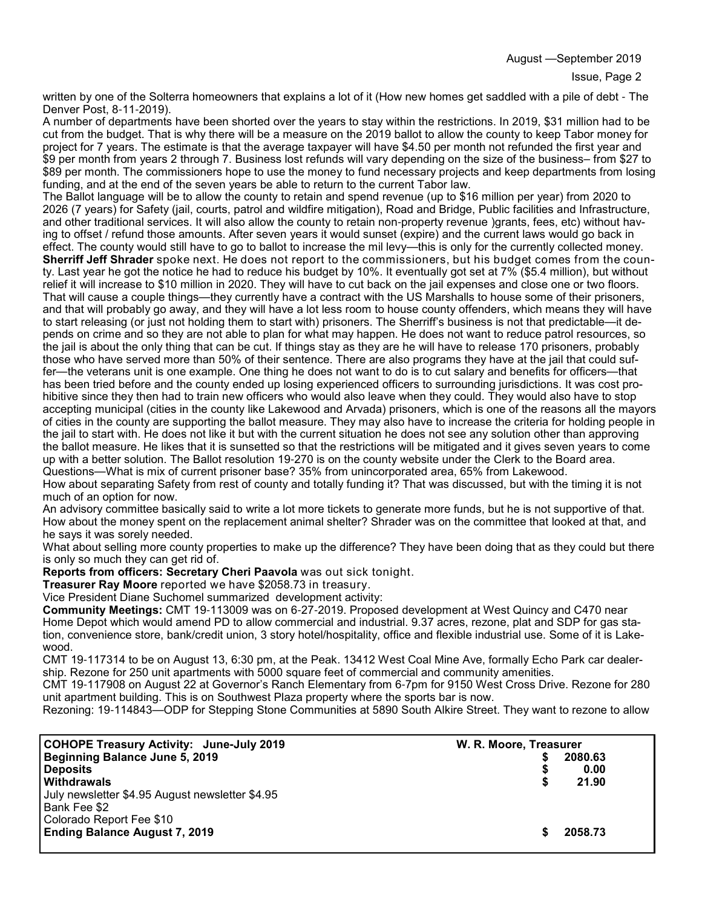written by one of the Solterra homeowners that explains a lot of it (How new homes get saddled with a pile of debt - The Denver Post, 8-11-2019).

A number of departments have been shorted over the years to stay within the restrictions. In 2019, $31 million had to be cut from the budget. That is why there will be a measure on the 2019 ballot to allow the county to keep Tabor money for project for 7 years. The estimate is that the average taxpayer will have $4.50 per month not refunded the first year and $9 per month from years 2 through 7. Business lost refunds will vary depending on the size of the business– from $27 to $89 per month. The commissioners hope to use the money to fund necessary projects and keep departments from losing funding, and at the end of the seven years be able to return to the current Tabor law.

The Ballot language will be to allow the county to retain and spend revenue (up to $16 million per year) from 2020 to 2026 (7 years) for Safety (jail, courts, patrol and wildfire mitigation), Road and Bridge, Public facilities and Infrastructure, and other traditional services. It will also allow the county to retain non-property revenue )grants, fees, etc) without having to offset / refund those amounts. After seven years it would sunset (expire) and the current laws would go back in effect. The county would still have to go to ballot to increase the mil levy—this is only for the currently collected money.

**Sherriff Jeff Shrader** spoke next. He does not report to the commissioners, but his budget comes from the county. Last year he got the notice he had to reduce his budget by 10%. It eventually got set at 7% ($5.4 million), but without relief it will increase to $10 million in 2020. They will have to cut back on the jail expenses and close one or two floors. That will cause a couple things—they currently have a contract with the US Marshalls to house some of their prisoners, and that will probably go away, and they will have a lot less room to house county offenders, which means they will have to start releasing (or just not holding them to start with) prisoners. The Sherriff's business is not that predictable—it depends on crime and so they are not able to plan for what may happen. He does not want to reduce patrol resources, so the jail is about the only thing that can be cut. If things stay as they are he will have to release 170 prisoners, probably those who have served more than 50% of their sentence. There are also programs they have at the jail that could suffer—the veterans unit is one example. One thing he does not want to do is to cut salary and benefits for officers—that has been tried before and the county ended up losing experienced officers to surrounding jurisdictions. It was cost prohibitive since they then had to train new officers who would also leave when they could. They would also have to stop accepting municipal (cities in the county like Lakewood and Arvada) prisoners, which is one of the reasons all the mayors of cities in the county are supporting the ballot measure. They may also have to increase the criteria for holding people in the jail to start with. He does not like it but with the current situation he does not see any solution other than approving the ballot measure. He likes that it is sunsetted so that the restrictions will be mitigated and it gives seven years to come up with a better solution. The Ballot resolution 19-270 is on the county website under the Clerk to the Board area.

Questions—What is mix of current prisoner base? 35% from unincorporated area, 65% from Lakewood.

How about separating Safety from rest of county and totally funding it? That was discussed, but with the timing it is not much of an option for now.

An advisory committee basically said to write a lot more tickets to generate more funds, but he is not supportive of that.

How about the money spent on the replacement animal shelter? Shrader was on the committee that looked at that, and he says it was sorely needed.

What about selling more county properties to make up the difference? They have been doing that as they could but there is only so much they can get rid of.

**Reports from officers: Secretary Cheri Paavola** was out sick tonight.

**Treasurer Ray Moore** reported we have $2058.73 in treasury.

Vice President Diane Suchomel summarized development activity:

**Community Meetings:** CMT 19-113009 was on 6-27-2019. Proposed development at West Quincy and C470 near Home Depot which would amend PD to allow commercial and industrial. 9.37 acres, rezone, plat and SDP for gas station, convenience store, bank/credit union, 3 story hotel/hospitality, office and flexible industrial use. Some of it is Lakewood.

CMT 19-117314 to be on August 13, 6:30 pm, at the Peak. 13412 West Coal Mine Ave, formally Echo Park car dealership. Rezone for 250 unit apartments with 5000 square feet of commercial and community amenities.

CMT 19-117908 on August 22 at Governor's Ranch Elementary from 6-7pm for 9150 West Cross Drive. Rezone for 280 unit apartment building. This is on Southwest Plaza property where the sports bar is now.

Rezoning: 19-114843—ODP for Stepping Stone Communities at 5890 South Alkire Street. They want to rezone to allow

| **COHOPE Treasury Activity: June-July 2019** | **W. R. Moore, Treasurer** |
|---|---|
| **Beginning Balance June 5, 2019** | **$ 2080.63** |
| **Deposits** | **$ 0.00** |
| **Withdrawals** | **$ 21.90** |
| July newsletter $4.95 August newsletter $4.95 | |
| Bank Fee $2 | |
| Colorado Report Fee $10 | |
| **Ending Balance August 7, 2019** | **$ 2058.73** |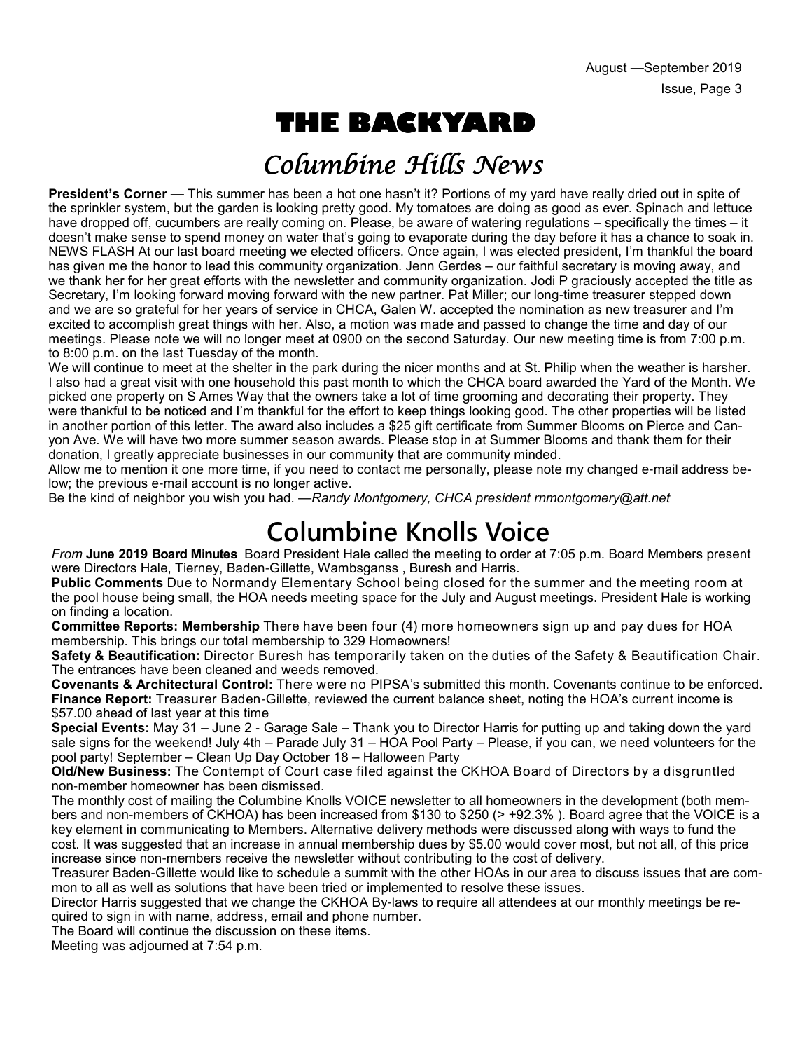# THE BACKYARD

## *Columbine Hills News*

**President's Corner** — This summer has been a hot one hasn't it? Portions of my yard have really dried out in spite of the sprinkler system, but the garden is looking pretty good. My tomatoes are doing as good as ever. Spinach and lettuce have dropped off, cucumbers are really coming on. Please, be aware of watering regulations – specifically the times – it doesn't make sense to spend money on water that's going to evaporate during the day before it has a chance to soak in. NEWS FLASH At our last board meeting we elected officers. Once again, I was elected president, I'm thankful the board has given me the honor to lead this community organization. Jenn Gerdes – our faithful secretary is moving away, and we thank her for her great efforts with the newsletter and community organization. Jodi P graciously accepted the title as Secretary, I'm looking forward moving forward with the new partner. Pat Miller; our long-time treasurer stepped down and we are so grateful for her years of service in CHCA, Galen W. accepted the nomination as new treasurer and I'm excited to accomplish great things with her. Also, a motion was made and passed to change the time and day of our meetings. Please note we will no longer meet at 0900 on the second Saturday. Our new meeting time is from 7:00 p.m. to 8:00 p.m. on the last Tuesday of the month.

We will continue to meet at the shelter in the park during the nicer months and at St. Philip when the weather is harsher. I also had a great visit with one household this past month to which the CHCA board awarded the Yard of the Month. We picked one property on S Ames Way that the owners take a lot of time grooming and decorating their property. They were thankful to be noticed and I'm thankful for the effort to keep things looking good. The other properties will be listed in another portion of this letter. The award also includes a $25 gift certificate from Summer Blooms on Pierce and Canyon Ave. We will have two more summer season awards. Please stop in at Summer Blooms and thank them for their donation, I greatly appreciate businesses in our community that are community minded.

Allow me to mention it one more time, if you need to contact me personally, please note my changed e-mail address below; the previous e-mail account is no longer active.

Be the kind of neighbor you wish you had. —*Randy Montgomery, CHCA president rnmontgomery@att.net*

## Columbine Knolls Voice

*From* **June 2019 Board Minutes** Board President Hale called the meeting to order at 7:05 p.m. Board Members present were Directors Hale, Tierney, Baden-Gillette, Wambsganss , Buresh and Harris.

**Public Comments** Due to Normandy Elementary School being closed for the summer and the meeting room at the pool house being small, the HOA needs meeting space for the July and August meetings. President Hale is working on finding a location.

**Committee Reports: Membership** There have been four (4) more homeowners sign up and pay dues for HOA membership. This brings our total membership to 329 Homeowners!

**Safety & Beautification:** Director Buresh has temporarily taken on the duties of the Safety & Beautification Chair. The entrances have been cleaned and weeds removed.

**Covenants & Architectural Control:** There were no PIPSA's submitted this month. Covenants continue to be enforced.

**Finance Report:** Treasurer Baden-Gillette, reviewed the current balance sheet, noting the HOA's current income is $57.00 ahead of last year at this time

**Special Events:** May 31 – June 2 - Garage Sale – Thank you to Director Harris for putting up and taking down the yard sale signs for the weekend! July 4th – Parade July 31 – HOA Pool Party – Please, if you can, we need volunteers for the pool party! September – Clean Up Day October 18 – Halloween Party

**Old/New Business:** The Contempt of Court case filed against the CKHOA Board of Directors by a disgruntled non-member homeowner has been dismissed.

The monthly cost of mailing the Columbine Knolls VOICE newsletter to all homeowners in the development (both members and non-members of CKHOA) has been increased from $130 to $250 (> +92.3% ). Board agree that the VOICE is a key element in communicating to Members. Alternative delivery methods were discussed along with ways to fund the cost. It was suggested that an increase in annual membership dues by $5.00 would cover most, but not all, of this price increase since non-members receive the newsletter without contributing to the cost of delivery.

Treasurer Baden-Gillette would like to schedule a summit with the other HOAs in our area to discuss issues that are common to all as well as solutions that have been tried or implemented to resolve these issues.

Director Harris suggested that we change the CKHOA By-laws to require all attendees at our monthly meetings be required to sign in with name, address, email and phone number.

The Board will continue the discussion on these items.

Meeting was adjourned at 7:54 p.m.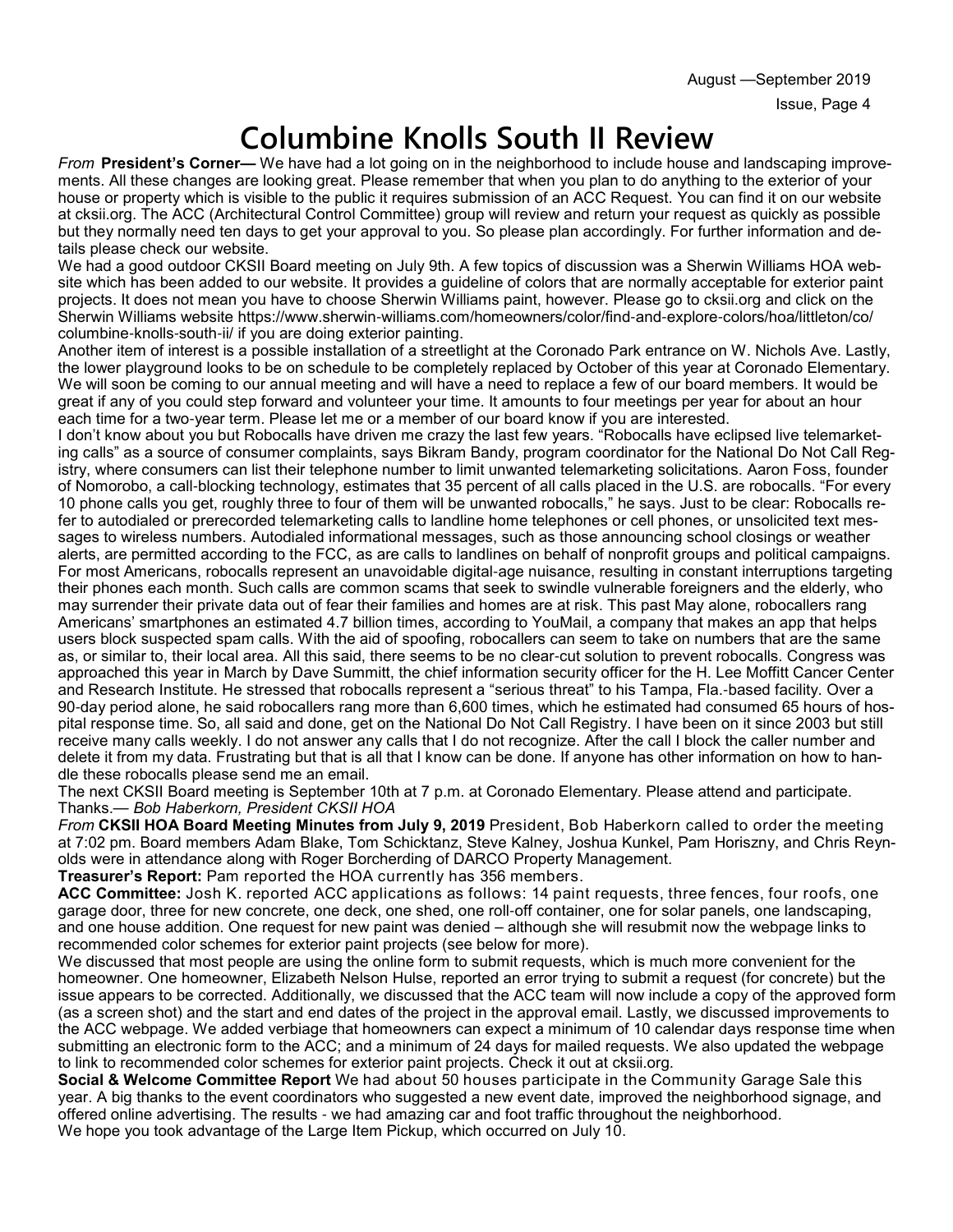// Omit running header "August —September 2019 Issue, Page 4"

# Columbine Knolls South II Review

*From* **President's Corner—** We have had a lot going on in the neighborhood to include house and landscaping improvements. All these changes are looking great. Please remember that when you plan to do anything to the exterior of your house or property which is visible to the public it requires submission of an ACC Request. You can find it on our website at cksii.org. The ACC (Architectural Control Committee) group will review and return your request as quickly as possible but they normally need ten days to get your approval to you. So please plan accordingly. For further information and details please check our website.

We had a good outdoor CKSII Board meeting on July 9th. A few topics of discussion was a Sherwin Williams HOA website which has been added to our website. It provides a guideline of colors that are normally acceptable for exterior paint projects. It does not mean you have to choose Sherwin Williams paint, however. Please go to cksii.org and click on the Sherwin Williams website https://www.sherwin-williams.com/homeowners/color/find-and-explore-colors/hoa/littleton/co/columbine-knolls-south-ii/ if you are doing exterior painting.

Another item of interest is a possible installation of a streetlight at the Coronado Park entrance on W. Nichols Ave. Lastly, the lower playground looks to be on schedule to be completely replaced by October of this year at Coronado Elementary. We will soon be coming to our annual meeting and will have a need to replace a few of our board members. It would be great if any of you could step forward and volunteer your time. It amounts to four meetings per year for about an hour each time for a two-year term. Please let me or a member of our board know if you are interested.

I don't know about you but Robocalls have driven me crazy the last few years. "Robocalls have eclipsed live telemarketing calls" as a source of consumer complaints, says Bikram Bandy, program coordinator for the National Do Not Call Registry, where consumers can list their telephone number to limit unwanted telemarketing solicitations. Aaron Foss, founder of Nomorobo, a call-blocking technology, estimates that 35 percent of all calls placed in the U.S. are robocalls. "For every 10 phone calls you get, roughly three to four of them will be unwanted robocalls," he says. Just to be clear: Robocalls refer to autodialed or prerecorded telemarketing calls to landline home telephones or cell phones, or unsolicited text messages to wireless numbers. Autodialed informational messages, such as those announcing school closings or weather alerts, are permitted according to the FCC, as are calls to landlines on behalf of nonprofit groups and political campaigns. For most Americans, robocalls represent an unavoidable digital-age nuisance, resulting in constant interruptions targeting their phones each month. Such calls are common scams that seek to swindle vulnerable foreigners and the elderly, who may surrender their private data out of fear their families and homes are at risk. This past May alone, robocallers rang Americans' smartphones an estimated 4.7 billion times, according to YouMail, a company that makes an app that helps users block suspected spam calls. With the aid of spoofing, robocallers can seem to take on numbers that are the same as, or similar to, their local area. All this said, there seems to be no clear-cut solution to prevent robocalls. Congress was approached this year in March by Dave Summitt, the chief information security officer for the H. Lee Moffitt Cancer Center and Research Institute. He stressed that robocalls represent a "serious threat" to his Tampa, Fla.-based facility. Over a 90-day period alone, he said robocallers rang more than 6,600 times, which he estimated had consumed 65 hours of hospital response time. So, all said and done, get on the National Do Not Call Registry. I have been on it since 2003 but still receive many calls weekly. I do not answer any calls that I do not recognize. After the call I block the caller number and delete it from my data. Frustrating but that is all that I know can be done. If anyone has other information on how to handle these robocalls please send me an email.

The next CKSII Board meeting is September 10th at 7 p.m. at Coronado Elementary. Please attend and participate. Thanks.— *Bob Haberkorn, President CKSII HOA*

*From* **CKSII HOA Board Meeting Minutes from July 9, 2019** President, Bob Haberkorn called to order the meeting at 7:02 pm. Board members Adam Blake, Tom Schicktanz, Steve Kalney, Joshua Kunkel, Pam Horiszny, and Chris Reynolds were in attendance along with Roger Borcherding of DARCO Property Management.

**Treasurer's Report:** Pam reported the HOA currently has 356 members.

**ACC Committee:** Josh K. reported ACC applications as follows: 14 paint requests, three fences, four roofs, one garage door, three for new concrete, one deck, one shed, one roll-off container, one for solar panels, one landscaping, and one house addition. One request for new paint was denied – although she will resubmit now the webpage links to recommended color schemes for exterior paint projects (see below for more).

We discussed that most people are using the online form to submit requests, which is much more convenient for the homeowner. One homeowner, Elizabeth Nelson Hulse, reported an error trying to submit a request (for concrete) but the issue appears to be corrected. Additionally, we discussed that the ACC team will now include a copy of the approved form (as a screen shot) and the start and end dates of the project in the approval email. Lastly, we discussed improvements to the ACC webpage. We added verbiage that homeowners can expect a minimum of 10 calendar days response time when submitting an electronic form to the ACC; and a minimum of 24 days for mailed requests. We also updated the webpage to link to recommended color schemes for exterior paint projects. Check it out at cksii.org.

**Social & Welcome Committee Report** We had about 50 houses participate in the Community Garage Sale this year. A big thanks to the event coordinators who suggested a new event date, improved the neighborhood signage, and offered online advertising. The results - we had amazing car and foot traffic throughout the neighborhood.

We hope you took advantage of the Large Item Pickup, which occurred on July 10.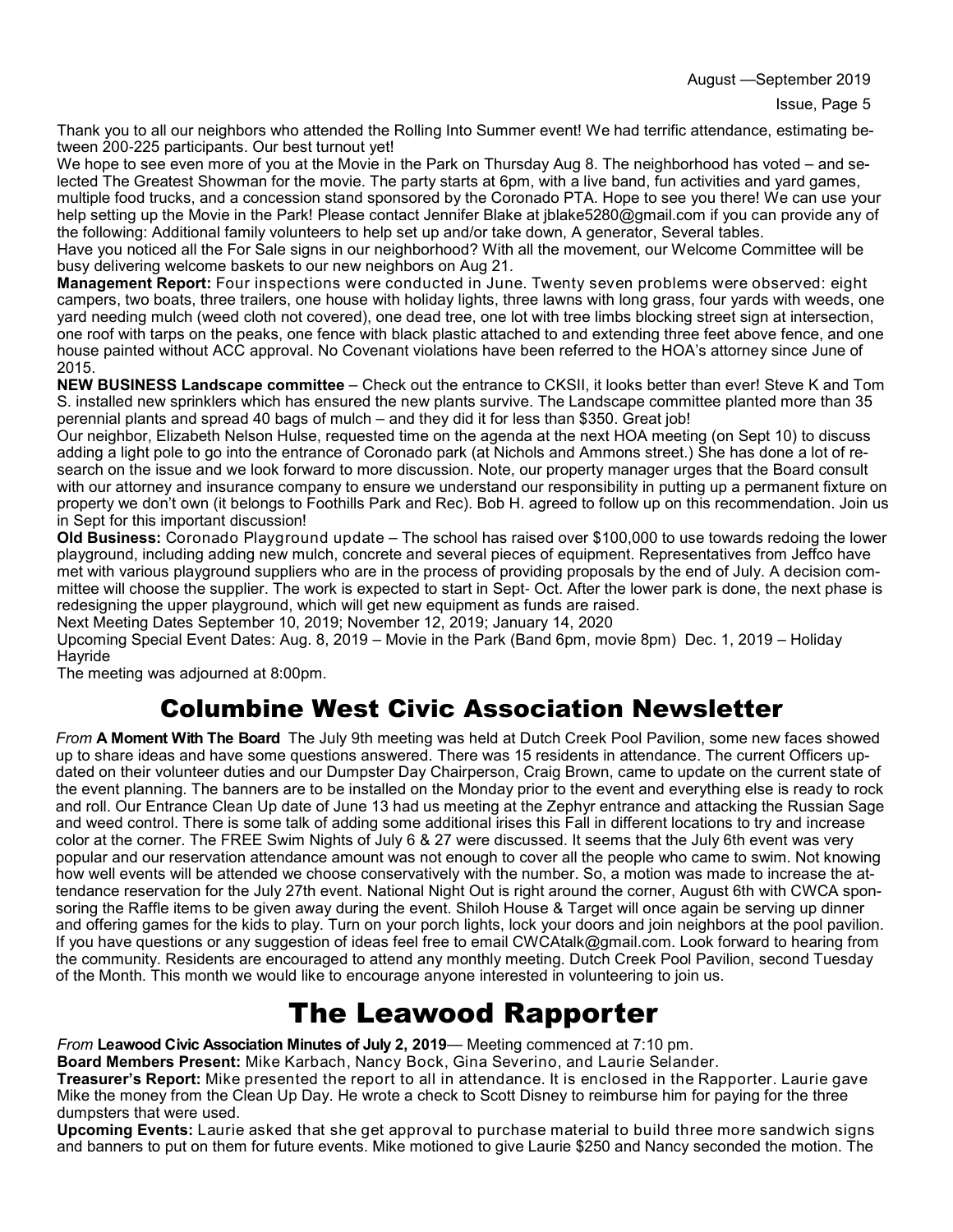Thank you to all our neighbors who attended the Rolling Into Summer event! We had terrific attendance, estimating between 200-225 participants. Our best turnout yet!

We hope to see even more of you at the Movie in the Park on Thursday Aug 8. The neighborhood has voted – and selected The Greatest Showman for the movie. The party starts at 6pm, with a live band, fun activities and yard games, multiple food trucks, and a concession stand sponsored by the Coronado PTA. Hope to see you there! We can use your help setting up the Movie in the Park! Please contact Jennifer Blake at jblake5280@gmail.com if you can provide any of the following: Additional family volunteers to help set up and/or take down, A generator, Several tables.

Have you noticed all the For Sale signs in our neighborhood? With all the movement, our Welcome Committee will be busy delivering welcome baskets to our new neighbors on Aug 21.

**Management Report:** Four inspections were conducted in June. Twenty seven problems were observed: eight campers, two boats, three trailers, one house with holiday lights, three lawns with long grass, four yards with weeds, one yard needing mulch (weed cloth not covered), one dead tree, one lot with tree limbs blocking street sign at intersection, one roof with tarps on the peaks, one fence with black plastic attached to and extending three feet above fence, and one house painted without ACC approval. No Covenant violations have been referred to the HOA's attorney since June of 2015.

**NEW BUSINESS Landscape committee** – Check out the entrance to CKSII, it looks better than ever! Steve K and Tom S. installed new sprinklers which has ensured the new plants survive. The Landscape committee planted more than 35 perennial plants and spread 40 bags of mulch – and they did it for less than $350. Great job!

Our neighbor, Elizabeth Nelson Hulse, requested time on the agenda at the next HOA meeting (on Sept 10) to discuss adding a light pole to go into the entrance of Coronado park (at Nichols and Ammons street.) She has done a lot of research on the issue and we look forward to more discussion. Note, our property manager urges that the Board consult with our attorney and insurance company to ensure we understand our responsibility in putting up a permanent fixture on property we don't own (it belongs to Foothills Park and Rec). Bob H. agreed to follow up on this recommendation. Join us in Sept for this important discussion!

**Old Business:** Coronado Playground update – The school has raised over $100,000 to use towards redoing the lower playground, including adding new mulch, concrete and several pieces of equipment. Representatives from Jeffco have met with various playground suppliers who are in the process of providing proposals by the end of July. A decision committee will choose the supplier. The work is expected to start in Sept- Oct. After the lower park is done, the next phase is redesigning the upper playground, which will get new equipment as funds are raised.

Next Meeting Dates September 10, 2019; November 12, 2019; January 14, 2020

Upcoming Special Event Dates: Aug. 8, 2019 – Movie in the Park (Band 6pm, movie 8pm) Dec. 1, 2019 – Holiday Hayride

The meeting was adjourned at 8:00pm.

# Columbine West Civic Association Newsletter

*From* **A Moment With The Board** The July 9th meeting was held at Dutch Creek Pool Pavilion, some new faces showed up to share ideas and have some questions answered. There was 15 residents in attendance. The current Officers updated on their volunteer duties and our Dumpster Day Chairperson, Craig Brown, came to update on the current state of the event planning. The banners are to be installed on the Monday prior to the event and everything else is ready to rock and roll. Our Entrance Clean Up date of June 13 had us meeting at the Zephyr entrance and attacking the Russian Sage and weed control. There is some talk of adding some additional irises this Fall in different locations to try and increase color at the corner. The FREE Swim Nights of July 6 & 27 were discussed. It seems that the July 6th event was very popular and our reservation attendance amount was not enough to cover all the people who came to swim. Not knowing how well events will be attended we choose conservatively with the number. So, a motion was made to increase the attendance reservation for the July 27th event. National Night Out is right around the corner, August 6th with CWCA sponsoring the Raffle items to be given away during the event. Shiloh House & Target will once again be serving up dinner and offering games for the kids to play. Turn on your porch lights, lock your doors and join neighbors at the pool pavilion. If you have questions or any suggestion of ideas feel free to email CWCAtalk@gmail.com. Look forward to hearing from the community. Residents are encouraged to attend any monthly meeting. Dutch Creek Pool Pavilion, second Tuesday of the Month. This month we would like to encourage anyone interested in volunteering to join us.

# The Leawood Rapporter

*From* **Leawood Civic Association Minutes of July 2, 2019**— Meeting commenced at 7:10 pm.

**Board Members Present:** Mike Karbach, Nancy Bock, Gina Severino, and Laurie Selander.

**Treasurer's Report:** Mike presented the report to all in attendance. It is enclosed in the Rapporter. Laurie gave Mike the money from the Clean Up Day. He wrote a check to Scott Disney to reimburse him for paying for the three dumpsters that were used.

**Upcoming Events:** Laurie asked that she get approval to purchase material to build three more sandwich signs and banners to put on them for future events. Mike motioned to give Laurie $250 and Nancy seconded the motion. The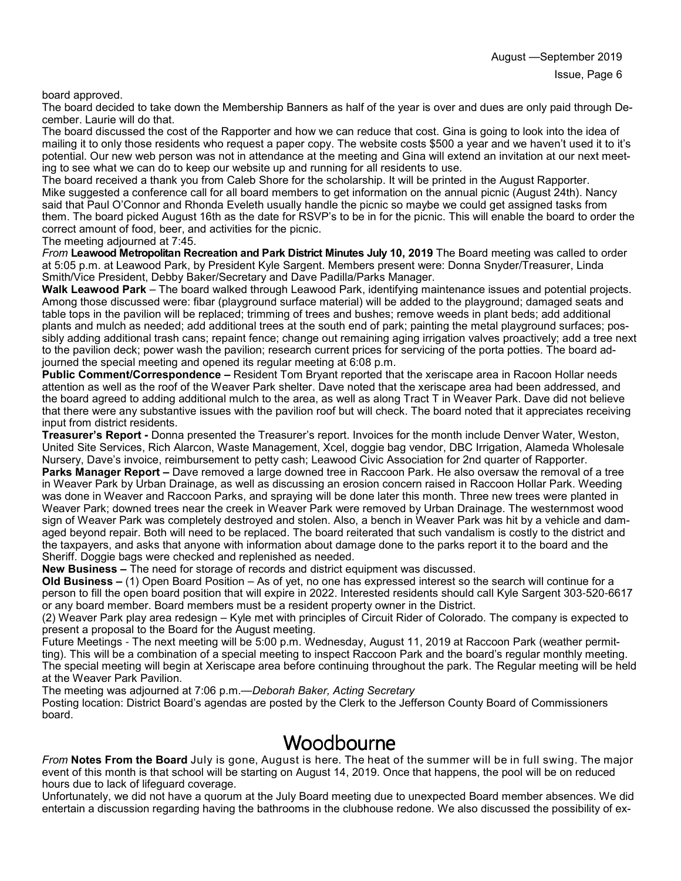board approved.

The board decided to take down the Membership Banners as half of the year is over and dues are only paid through December. Laurie will do that.

The board discussed the cost of the Rapporter and how we can reduce that cost. Gina is going to look into the idea of mailing it to only those residents who request a paper copy. The website costs $500 a year and we haven't used it to it's potential. Our new web person was not in attendance at the meeting and Gina will extend an invitation at our next meeting to see what we can do to keep our website up and running for all residents to use.

The board received a thank you from Caleb Shore for the scholarship. It will be printed in the August Rapporter.

Mike suggested a conference call for all board members to get information on the annual picnic (August 24th). Nancy said that Paul O'Connor and Rhonda Eveleth usually handle the picnic so maybe we could get assigned tasks from them. The board picked August 16th as the date for RSVP's to be in for the picnic. This will enable the board to order the correct amount of food, beer, and activities for the picnic.

The meeting adjourned at 7:45.

*From* **Leawood Metropolitan Recreation and Park District Minutes July 10, 2019** The Board meeting was called to order at 5:05 p.m. at Leawood Park, by President Kyle Sargent. Members present were: Donna Snyder/Treasurer, Linda Smith/Vice President, Debby Baker/Secretary and Dave Padilla/Parks Manager.

**Walk Leawood Park** – The board walked through Leawood Park, identifying maintenance issues and potential projects. Among those discussed were: fibar (playground surface material) will be added to the playground; damaged seats and table tops in the pavilion will be replaced; trimming of trees and bushes; remove weeds in plant beds; add additional plants and mulch as needed; add additional trees at the south end of park; painting the metal playground surfaces; possibly adding additional trash cans; repaint fence; change out remaining aging irrigation valves proactively; add a tree next to the pavilion deck; power wash the pavilion; research current prices for servicing of the porta potties. The board adjourned the special meeting and opened its regular meeting at 6:08 p.m.

**Public Comment/Correspondence –** Resident Tom Bryant reported that the xeriscape area in Racoon Hollar needs attention as well as the roof of the Weaver Park shelter. Dave noted that the xeriscape area had been addressed, and the board agreed to adding additional mulch to the area, as well as along Tract T in Weaver Park. Dave did not believe that there were any substantive issues with the pavilion roof but will check. The board noted that it appreciates receiving input from district residents.

**Treasurer's Report -** Donna presented the Treasurer's report. Invoices for the month include Denver Water, Weston, United Site Services, Rich Alarcon, Waste Management, Xcel, doggie bag vendor, DBC Irrigation, Alameda Wholesale Nursery, Dave's invoice, reimbursement to petty cash; Leawood Civic Association for 2nd quarter of Rapporter.

**Parks Manager Report –** Dave removed a large downed tree in Raccoon Park. He also oversaw the removal of a tree in Weaver Park by Urban Drainage, as well as discussing an erosion concern raised in Raccoon Hollar Park. Weeding was done in Weaver and Raccoon Parks, and spraying will be done later this month. Three new trees were planted in Weaver Park; downed trees near the creek in Weaver Park were removed by Urban Drainage. The westernmost wood sign of Weaver Park was completely destroyed and stolen. Also, a bench in Weaver Park was hit by a vehicle and damaged beyond repair. Both will need to be replaced. The board reiterated that such vandalism is costly to the district and the taxpayers, and asks that anyone with information about damage done to the parks report it to the board and the Sheriff. Doggie bags were checked and replenished as needed.

**New Business –** The need for storage of records and district equipment was discussed.

**Old Business –** (1) Open Board Position – As of yet, no one has expressed interest so the search will continue for a person to fill the open board position that will expire in 2022. Interested residents should call Kyle Sargent 303-520-6617 or any board member. Board members must be a resident property owner in the District.

(2) Weaver Park play area redesign – Kyle met with principles of Circuit Rider of Colorado. The company is expected to present a proposal to the Board for the August meeting.

Future Meetings - The next meeting will be 5:00 p.m. Wednesday, August 11, 2019 at Raccoon Park (weather permitting). This will be a combination of a special meeting to inspect Raccoon Park and the board's regular monthly meeting. The special meeting will begin at Xeriscape area before continuing throughout the park. The Regular meeting will be held at the Weaver Park Pavilion.

The meeting was adjourned at 7:06 p.m.—*Deborah Baker, Acting Secretary*

Posting location: District Board's agendas are posted by the Clerk to the Jefferson County Board of Commissioners board.

# Woodbourne

*From* **Notes From the Board** July is gone, August is here. The heat of the summer will be in full swing. The major event of this month is that school will be starting on August 14, 2019. Once that happens, the pool will be on reduced hours due to lack of lifeguard coverage.

Unfortunately, we did not have a quorum at the July Board meeting due to unexpected Board member absences. We did entertain a discussion regarding having the bathrooms in the clubhouse redone. We also discussed the possibility of ex-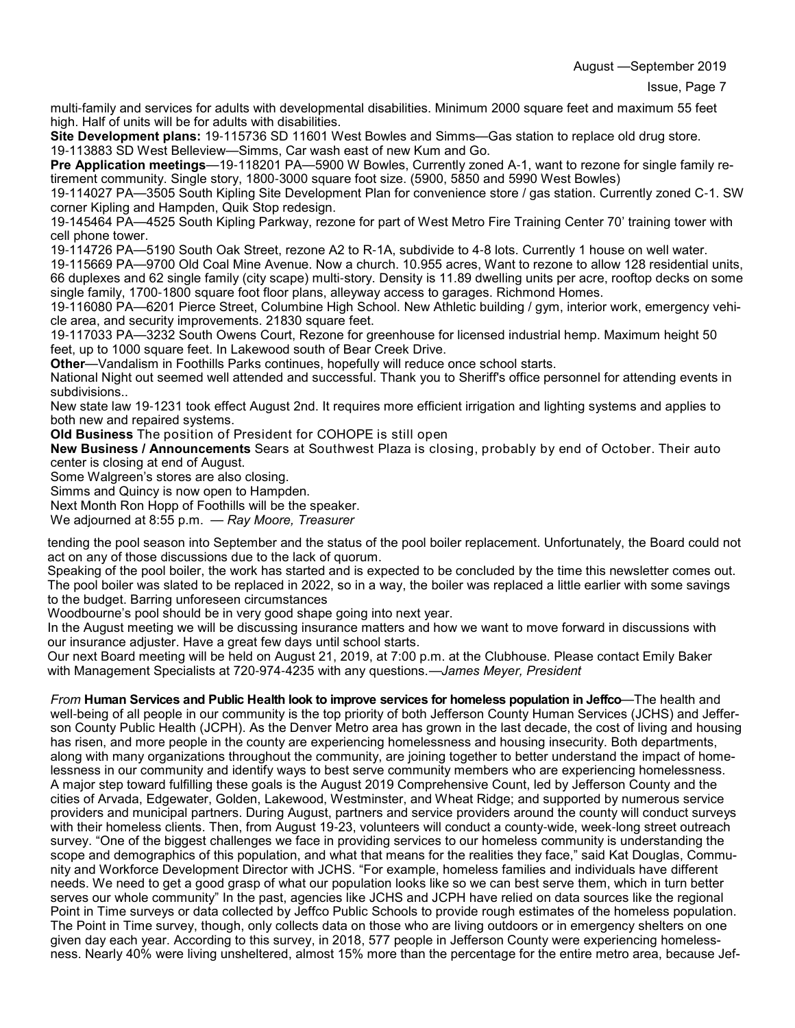multi-family and services for adults with developmental disabilities. Minimum 2000 square feet and maximum 55 feet high. Half of units will be for adults with disabilities.

**Site Development plans:** 19-115736 SD 11601 West Bowles and Simms—Gas station to replace old drug store. 19-113883 SD West Belleview—Simms, Car wash east of new Kum and Go.

**Pre Application meetings**—19-118201 PA—5900 W Bowles, Currently zoned A-1, want to rezone for single family retirement community. Single story, 1800-3000 square foot size. (5900, 5850 and 5990 West Bowles)

19-114027 PA—3505 South Kipling Site Development Plan for convenience store / gas station. Currently zoned C-1. SW corner Kipling and Hampden, Quik Stop redesign.

19-145464 PA—4525 South Kipling Parkway, rezone for part of West Metro Fire Training Center 70' training tower with cell phone tower.

19-114726 PA—5190 South Oak Street, rezone A2 to R-1A, subdivide to 4-8 lots. Currently 1 house on well water.

19-115669 PA—9700 Old Coal Mine Avenue. Now a church. 10.955 acres, Want to rezone to allow 128 residential units, 66 duplexes and 62 single family (city scape) multi-story. Density is 11.89 dwelling units per acre, rooftop decks on some single family, 1700-1800 square foot floor plans, alleyway access to garages. Richmond Homes.

19-116080 PA—6201 Pierce Street, Columbine High School. New Athletic building / gym, interior work, emergency vehicle area, and security improvements. 21830 square feet.

19-117033 PA—3232 South Owens Court, Rezone for greenhouse for licensed industrial hemp. Maximum height 50 feet, up to 1000 square feet. In Lakewood south of Bear Creek Drive.

**Other**—Vandalism in Foothills Parks continues, hopefully will reduce once school starts.

National Night out seemed well attended and successful. Thank you to Sheriff's office personnel for attending events in subdivisions..

New state law 19-1231 took effect August 2nd. It requires more efficient irrigation and lighting systems and applies to both new and repaired systems.

**Old Business** The position of President for COHOPE is still open

**New Business / Announcements** Sears at Southwest Plaza is closing, probably by end of October. Their auto center is closing at end of August.

Some Walgreen's stores are also closing.

Simms and Quincy is now open to Hampden.

Next Month Ron Hopp of Foothills will be the speaker.

We adjourned at 8:55 p.m. — *Ray Moore, Treasurer*

tending the pool season into September and the status of the pool boiler replacement. Unfortunately, the Board could not act on any of those discussions due to the lack of quorum.

Speaking of the pool boiler, the work has started and is expected to be concluded by the time this newsletter comes out. The pool boiler was slated to be replaced in 2022, so in a way, the boiler was replaced a little earlier with some savings to the budget. Barring unforeseen circumstances

Woodbourne's pool should be in very good shape going into next year.

In the August meeting we will be discussing insurance matters and how we want to move forward in discussions with our insurance adjuster. Have a great few days until school starts.

Our next Board meeting will be held on August 21, 2019, at 7:00 p.m. at the Clubhouse. Please contact Emily Baker with Management Specialists at 720-974-4235 with any questions.—*James Meyer, President*

*From* **Human Services and Public Health look to improve services for homeless population in Jeffco**—The health and well-being of all people in our community is the top priority of both Jefferson County Human Services (JCHS) and Jefferson County Public Health (JCPH). As the Denver Metro area has grown in the last decade, the cost of living and housing has risen, and more people in the county are experiencing homelessness and housing insecurity. Both departments, along with many organizations throughout the community, are joining together to better understand the impact of homelessness in our community and identify ways to best serve community members who are experiencing homelessness.

A major step toward fulfilling these goals is the August 2019 Comprehensive Count, led by Jefferson County and the cities of Arvada, Edgewater, Golden, Lakewood, Westminster, and Wheat Ridge; and supported by numerous service providers and municipal partners. During August, partners and service providers around the county will conduct surveys with their homeless clients. Then, from August 19-23, volunteers will conduct a county-wide, week-long street outreach survey. "One of the biggest challenges we face in providing services to our homeless community is understanding the scope and demographics of this population, and what that means for the realities they face," said Kat Douglas, Community and Workforce Development Director with JCHS. "For example, homeless families and individuals have different needs. We need to get a good grasp of what our population looks like so we can best serve them, which in turn better serves our whole community" In the past, agencies like JCHS and JCPH have relied on data sources like the regional Point in Time surveys or data collected by Jeffco Public Schools to provide rough estimates of the homeless population. The Point in Time survey, though, only collects data on those who are living outdoors or in emergency shelters on one given day each year. According to this survey, in 2018, 577 people in Jefferson County were experiencing homelessness. Nearly 40% were living unsheltered, almost 15% more than the percentage for the entire metro area, because Jef-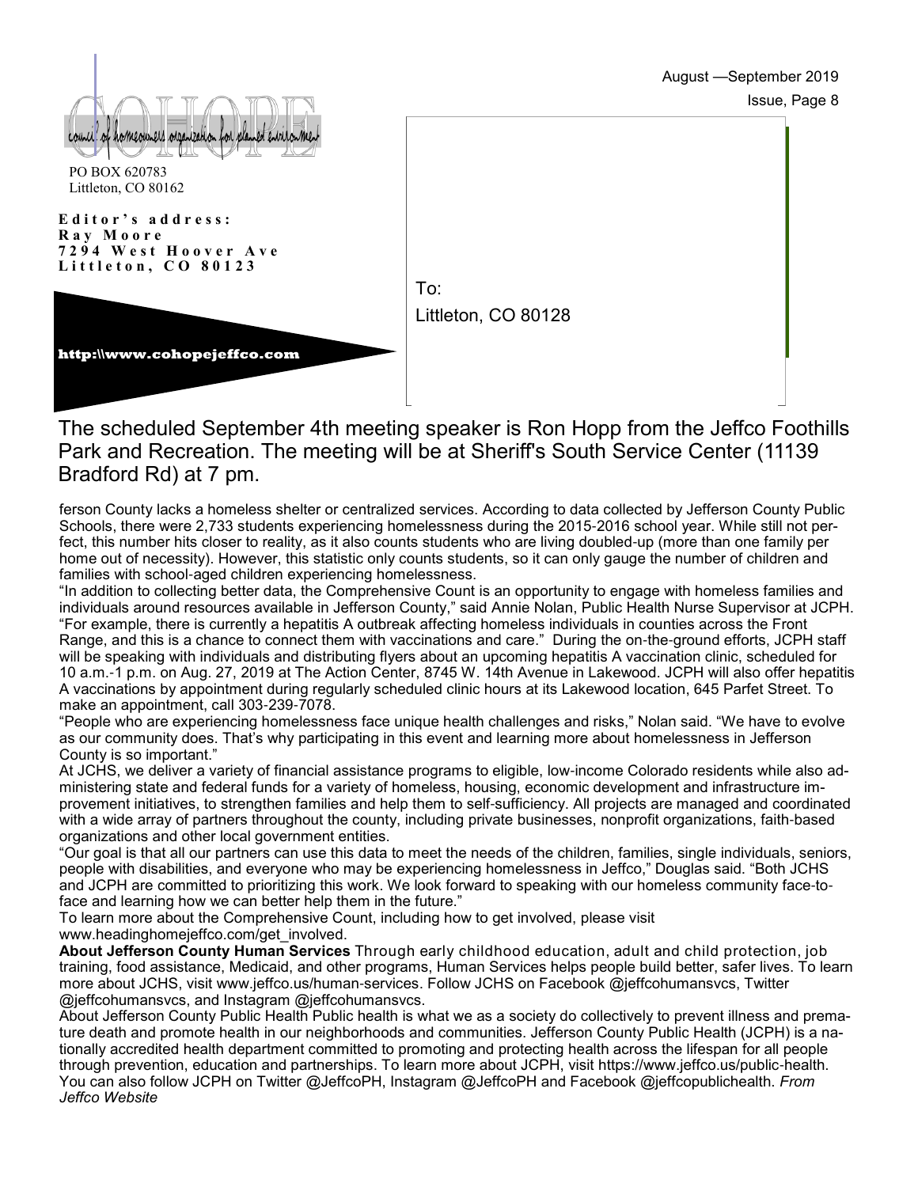COHOPE

council of homeowners organization for planned environment

PO BOX 620783
Littleton, CO 80162

**Editor's address:**
**Ray Moore**
**7294 West Hoover Ave**
**Littleton, CO 80123**

**http:\\www.cohopejeffco.com**

To:
Littleton, CO 80128

The scheduled September 4th meeting speaker is Ron Hopp from the Jeffco Foothills Park and Recreation. The meeting will be at Sheriff's South Service Center (11139 Bradford Rd) at 7 pm.

ferson County lacks a homeless shelter or centralized services. According to data collected by Jefferson County Public Schools, there were 2,733 students experiencing homelessness during the 2015-2016 school year. While still not perfect, this number hits closer to reality, as it also counts students who are living doubled-up (more than one family per home out of necessity). However, this statistic only counts students, so it can only gauge the number of children and families with school-aged children experiencing homelessness.

"In addition to collecting better data, the Comprehensive Count is an opportunity to engage with homeless families and individuals around resources available in Jefferson County," said Annie Nolan, Public Health Nurse Supervisor at JCPH. "For example, there is currently a hepatitis A outbreak affecting homeless individuals in counties across the Front Range, and this is a chance to connect them with vaccinations and care." During the on-the-ground efforts, JCPH staff will be speaking with individuals and distributing flyers about an upcoming hepatitis A vaccination clinic, scheduled for 10 a.m.-1 p.m. on Aug. 27, 2019 at The Action Center, 8745 W. 14th Avenue in Lakewood. JCPH will also offer hepatitis A vaccinations by appointment during regularly scheduled clinic hours at its Lakewood location, 645 Parfet Street. To make an appointment, call 303-239-7078.

"People who are experiencing homelessness face unique health challenges and risks," Nolan said. "We have to evolve as our community does. That's why participating in this event and learning more about homelessness in Jefferson County is so important."

At JCHS, we deliver a variety of financial assistance programs to eligible, low-income Colorado residents while also administering state and federal funds for a variety of homeless, housing, economic development and infrastructure improvement initiatives, to strengthen families and help them to self-sufficiency. All projects are managed and coordinated with a wide array of partners throughout the county, including private businesses, nonprofit organizations, faith-based organizations and other local government entities.

"Our goal is that all our partners can use this data to meet the needs of the children, families, single individuals, seniors, people with disabilities, and everyone who may be experiencing homelessness in Jeffco," Douglas said. "Both JCHS and JCPH are committed to prioritizing this work. We look forward to speaking with our homeless community face-to-face and learning how we can better help them in the future."

To learn more about the Comprehensive Count, including how to get involved, please visit www.headinghomejeffco.com/get_involved.

**About Jefferson County Human Services** Through early childhood education, adult and child protection, job training, food assistance, Medicaid, and other programs, Human Services helps people build better, safer lives. To learn more about JCHS, visit www.jeffco.us/human-services. Follow JCHS on Facebook @jeffcohumansvcs, Twitter @jeffcohumansvcs, and Instagram @jeffcohumansvcs.

About Jefferson County Public Health Public health is what we as a society do collectively to prevent illness and premature death and promote health in our neighborhoods and communities. Jefferson County Public Health (JCPH) is a nationally accredited health department committed to promoting and protecting health across the lifespan for all people through prevention, education and partnerships. To learn more about JCPH, visit https://www.jeffco.us/public-health. You can also follow JCPH on Twitter @JeffcoPH, Instagram @JeffcoPH and Facebook @jeffcopublichealth. *From Jeffco Website*